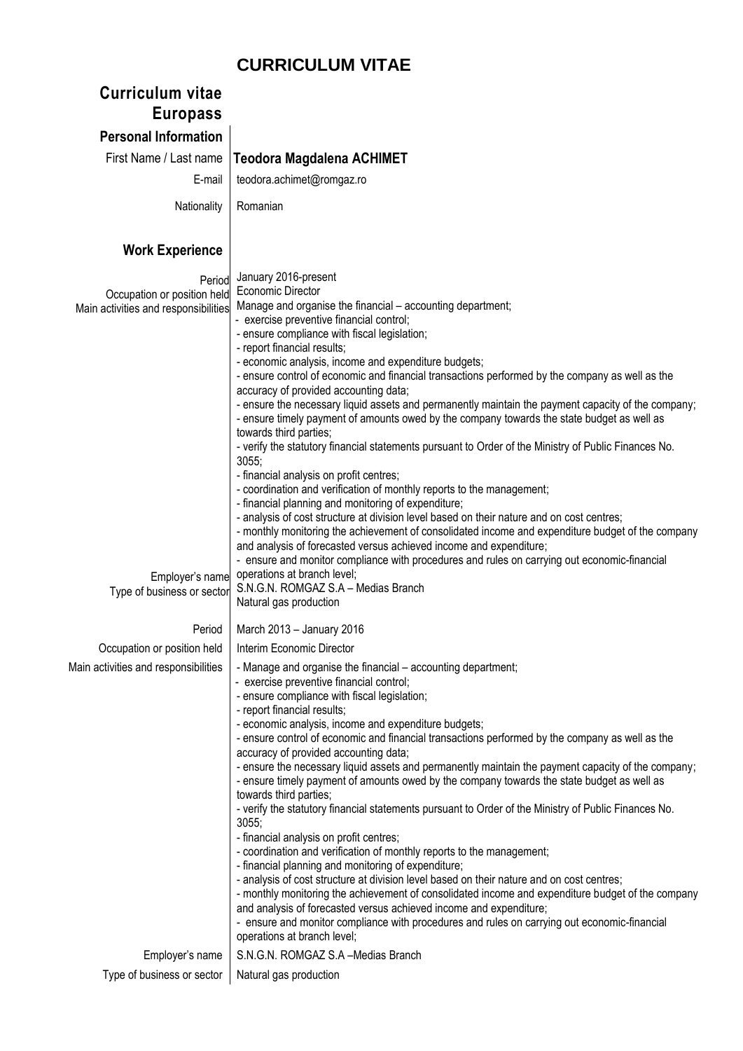# CURRICULUM VITAE

## Curriculum vitae Europass

### Personal Information

**First Name / Last name:** **Teodora Magdalena ACHIMET**

**E-mail:** teodora.achimet@romgaz.ro

**Nationality:** Romanian

### Work Experience

**Period:** January 2016-present

**Occupation or position held:** Economic Director

**Main activities and responsibilities:** Manage and organise the financial – accounting department;

- exercise preventive financial control;
- ensure compliance with fiscal legislation;
- report financial results;
- economic analysis, income and expenditure budgets;
- ensure control of economic and financial transactions performed by the company as well as the accuracy of provided accounting data;
- ensure the necessary liquid assets and permanently maintain the payment capacity of the company;
- ensure timely payment of amounts owed by the company towards the state budget as well as towards third parties;
- verify the statutory financial statements pursuant to Order of the Ministry of Public Finances No. 3055;
- financial analysis on profit centres;
- coordination and verification of monthly reports to the management;
- financial planning and monitoring of expenditure;
- analysis of cost structure at division level based on their nature and on cost centres;
- monthly monitoring the achievement of consolidated income and expenditure budget of the company and analysis of forecasted versus achieved income and expenditure;
- ensure and monitor compliance with procedures and rules on carrying out economic-financial operations at branch level;

**Employer's name:** S.N.G.N. ROMGAZ S.A – Medias Branch

**Type of business or sector:** Natural gas production

**Period:** March 2013 – January 2016

**Occupation or position held:** Interim Economic Director

**Main activities and responsibilities:**

- Manage and organise the financial – accounting department;
- exercise preventive financial control;
- ensure compliance with fiscal legislation;
- report financial results;
- economic analysis, income and expenditure budgets;
- ensure control of economic and financial transactions performed by the company as well as the accuracy of provided accounting data;
- ensure the necessary liquid assets and permanently maintain the payment capacity of the company;
- ensure timely payment of amounts owed by the company towards the state budget as well as towards third parties;
- verify the statutory financial statements pursuant to Order of the Ministry of Public Finances No. 3055;
- financial analysis on profit centres;
- coordination and verification of monthly reports to the management;
- financial planning and monitoring of expenditure;
- analysis of cost structure at division level based on their nature and on cost centres;
- monthly monitoring the achievement of consolidated income and expenditure budget of the company and analysis of forecasted versus achieved income and expenditure;
- ensure and monitor compliance with procedures and rules on carrying out economic-financial operations at branch level;

**Employer's name:** S.N.G.N. ROMGAZ S.A –Medias Branch

**Type of business or sector:** Natural gas production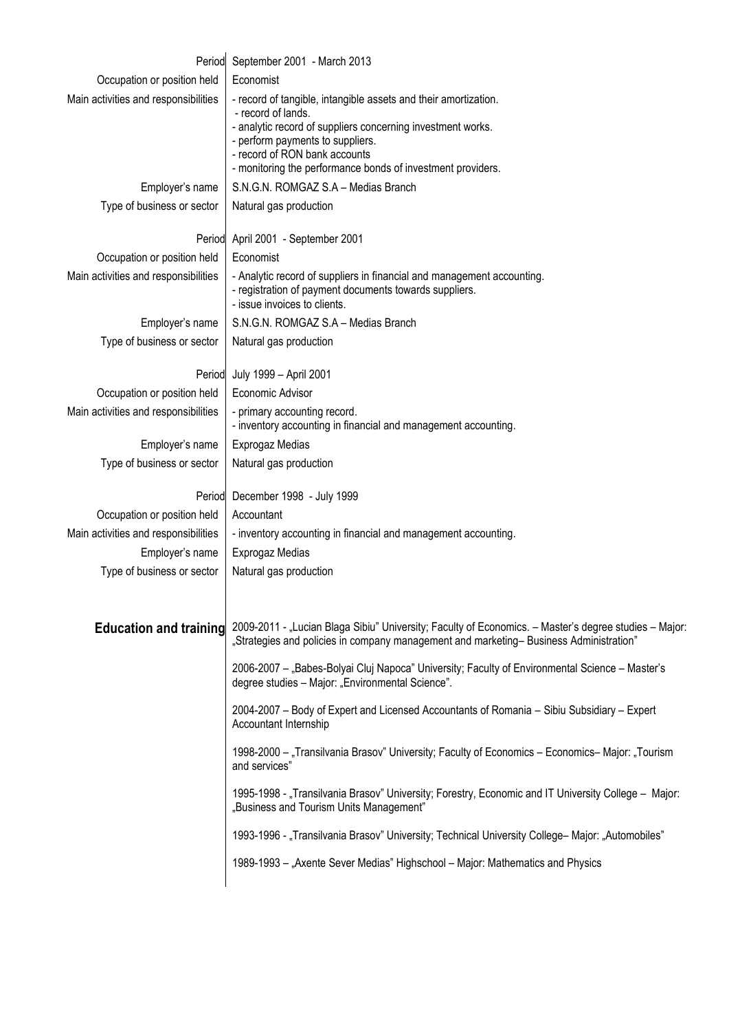| | |
|---|---|
| Period | September 2001 - March 2013 |
| Occupation or position held | Economist |
| Main activities and responsibilities | - record of tangible, intangible assets and their amortization.<br>- record of lands.<br>- analytic record of suppliers concerning investment works.<br>- perform payments to suppliers.<br>- record of RON bank accounts<br>- monitoring the performance bonds of investment providers. |
| Employer's name | S.N.G.N. ROMGAZ S.A – Medias Branch |
| Type of business or sector | Natural gas production |

| | |
|---|---|
| Period | April 2001 - September 2001 |
| Occupation or position held | Economist |
| Main activities and responsibilities | - Analytic record of suppliers in financial and management accounting.<br>- registration of payment documents towards suppliers.<br>- issue invoices to clients. |
| Employer's name | S.N.G.N. ROMGAZ S.A – Medias Branch |
| Type of business or sector | Natural gas production |

| | |
|---|---|
| Period | July 1999 – April 2001 |
| Occupation or position held | Economic Advisor |
| Main activities and responsibilities | - primary accounting record.<br>- inventory accounting in financial and management accounting. |
| Employer's name | Exprogaz Medias |
| Type of business or sector | Natural gas production |

| | |
|---|---|
| Period | December 1998 - July 1999 |
| Occupation or position held | Accountant |
| Main activities and responsibilities | - inventory accounting in financial and management accounting. |
| Employer's name | Exprogaz Medias |
| Type of business or sector | Natural gas production |

## Education and training

2009-2011 - „Lucian Blaga Sibiu" University; Faculty of Economics. – Master's degree studies – Major: „Strategies and policies in company management and marketing– Business Administration"

2006-2007 – „Babes-Bolyai Cluj Napoca" University; Faculty of Environmental Science – Master's degree studies – Major: „Environmental Science".

2004-2007 – Body of Expert and Licensed Accountants of Romania – Sibiu Subsidiary – Expert Accountant Internship

1998-2000 – „Transilvania Brasov" University; Faculty of Economics – Economics– Major: „Tourism and services"

1995-1998 - „Transilvania Brasov" University; Forestry, Economic and IT University College – Major: „Business and Tourism Units Management"

1993-1996 - „Transilvania Brasov" University; Technical University College– Major: „Automobiles"

1989-1993 – „Axente Sever Medias" Highschool – Major: Mathematics and Physics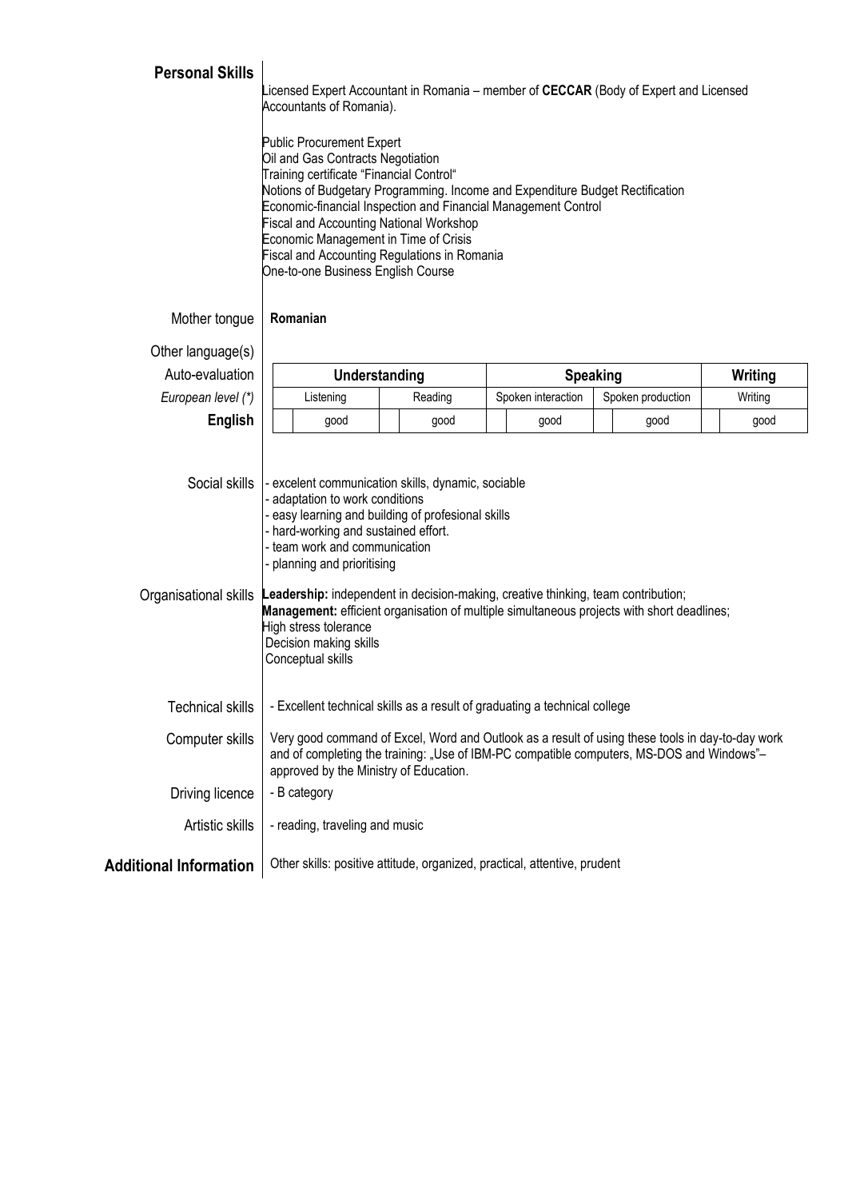## Personal Skills

Licensed Expert Accountant in Romania – member of **CECCAR** (Body of Expert and Licensed Accountants of Romania).

Public Procurement Expert
Oil and Gas Contracts Negotiation
Training certificate "Financial Control"
Notions of Budgetary Programming. Income and Expenditure Budget Rectification
Economic-financial Inspection and Financial Management Control
Fiscal and Accounting National Workshop
Economic Management in Time of Crisis
Fiscal and Accounting Regulations in Romania
One-to-one Business English Course

**Mother tongue:** **Romanian**

**Other language(s)**

| Auto-evaluation | Understanding | | Speaking | | Writing |
|---|---|---|---|---|---|
| *European level (\*)* | Listening | Reading | Spoken interaction | Spoken production | Writing |
| **English** | good | good | good | good | good |

**Social skills**

- excelent communication skills, dynamic, sociable
- adaptation to work conditions
- easy learning and building of profesional skills
- hard-working and sustained effort.
- team work and communication
- planning and prioritising

**Organisational skills**

**Leadership:** independent in decision-making, creative thinking, team contribution;
**Management:** efficient organisation of multiple simultaneous projects with short deadlines;
High stress tolerance
Decision making skills
Conceptual skills

**Technical skills**

- Excellent technical skills as a result of graduating a technical college

**Computer skills**

Very good command of Excel, Word and Outlook as a result of using these tools in day-to-day work and of completing the training: „Use of IBM-PC compatible computers, MS-DOS and Windows"– approved by the Ministry of Education.

**Driving licence**

- B category

**Artistic skills**

- reading, traveling and music

## Additional Information

Other skills: positive attitude, organized, practical, attentive, prudent